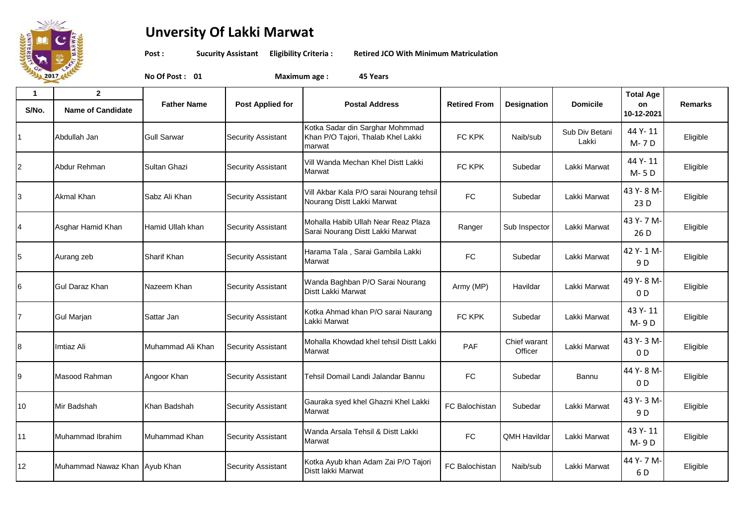# Unversity Of Lakki Marwat

**Post :** **Sucurity Assistant** **Eligibility Criteria :** **Retired JCO With Minimum Matriculation**

**No Of Post : 01** **Maximum age :** **45 Years**

| 1<br>S/No. | 2<br>Name of Candidate | Father Name | Post Applied for | Postal Address | Retired From | Designation | Domicile | Total Age on 10-12-2021 | Remarks |
|---|---|---|---|---|---|---|---|---|---|
| 1 | Abdullah Jan | Gull Sarwar | Security Assistant | Kotka Sadar din Sarghar Mohmmad Khan P/O Tajori, Thalab Khel Lakki marwat | FC KPK | Naib/sub | Sub Div Betani Lakki | 44 Y- 11 M- 7 D | Eligible |
| 2 | Abdur Rehman | Sultan Ghazi | Security Assistant | Vill Wanda Mechan Khel Distt Lakki Marwat | FC KPK | Subedar | Lakki Marwat | 44 Y- 11 M- 5 D | Eligible |
| 3 | Akmal Khan | Sabz Ali Khan | Security Assistant | Vill Akbar Kala P/O sarai Nourang tehsil Nourang Distt Lakki Marwat | FC | Subedar | Lakki Marwat | 43 Y- 8 M- 23 D | Eligible |
| 4 | Asghar Hamid Khan | Hamid Ullah khan | Security Assistant | Mohalla Habib Ullah Near Reaz Plaza Sarai Nourang Distt Lakki Marwat | Ranger | Sub Inspector | Lakki Marwat | 43 Y- 7 M- 26 D | Eligible |
| 5 | Aurang zeb | Sharif Khan | Security Assistant | Harama Tala , Sarai Gambila Lakki Marwat | FC | Subedar | Lakki Marwat | 42 Y- 1 M- 9 D | Eligible |
| 6 | Gul Daraz Khan | Nazeem Khan | Security Assistant | Wanda Baghban P/O Sarai Nourang Distt Lakki Marwat | Army (MP) | Havildar | Lakki Marwat | 49 Y- 8 M- 0 D | Eligible |
| 7 | Gul Marjan | Sattar Jan | Security Assistant | Kotka Ahmad khan P/O sarai Naurang Lakki Marwat | FC KPK | Subedar | Lakki Marwat | 43 Y- 11 M- 9 D | Eligible |
| 8 | Imtiaz Ali | Muhammad Ali Khan | Security Assistant | Mohalla Khowdad khel tehsil Distt Lakki Marwat | PAF | Chief warant Officer | Lakki Marwat | 43 Y- 3 M- 0 D | Eligible |
| 9 | Masood Rahman | Angoor Khan | Security Assistant | Tehsil Domail Landi Jalandar Bannu | FC | Subedar | Bannu | 44 Y- 8 M- 0 D | Eligible |
| 10 | Mir Badshah | Khan Badshah | Security Assistant | Gauraka syed khel Ghazni Khel Lakki Marwat | FC Balochistan | Subedar | Lakki Marwat | 43 Y- 3 M- 9 D | Eligible |
| 11 | Muhammad Ibrahim | Muhammad Khan | Security Assistant | Wanda Arsala Tehsil & Distt Lakki Marwat | FC | QMH Havildar | Lakki Marwat | 43 Y- 11 M- 9 D | Eligible |
| 12 | Muhammad Nawaz Khan | Ayub Khan | Security Assistant | Kotka Ayub khan Adam Zai P/O Tajori Distt lakki Marwat | FC Balochistan | Naib/sub | Lakki Marwat | 44 Y- 7 M- 6 D | Eligible |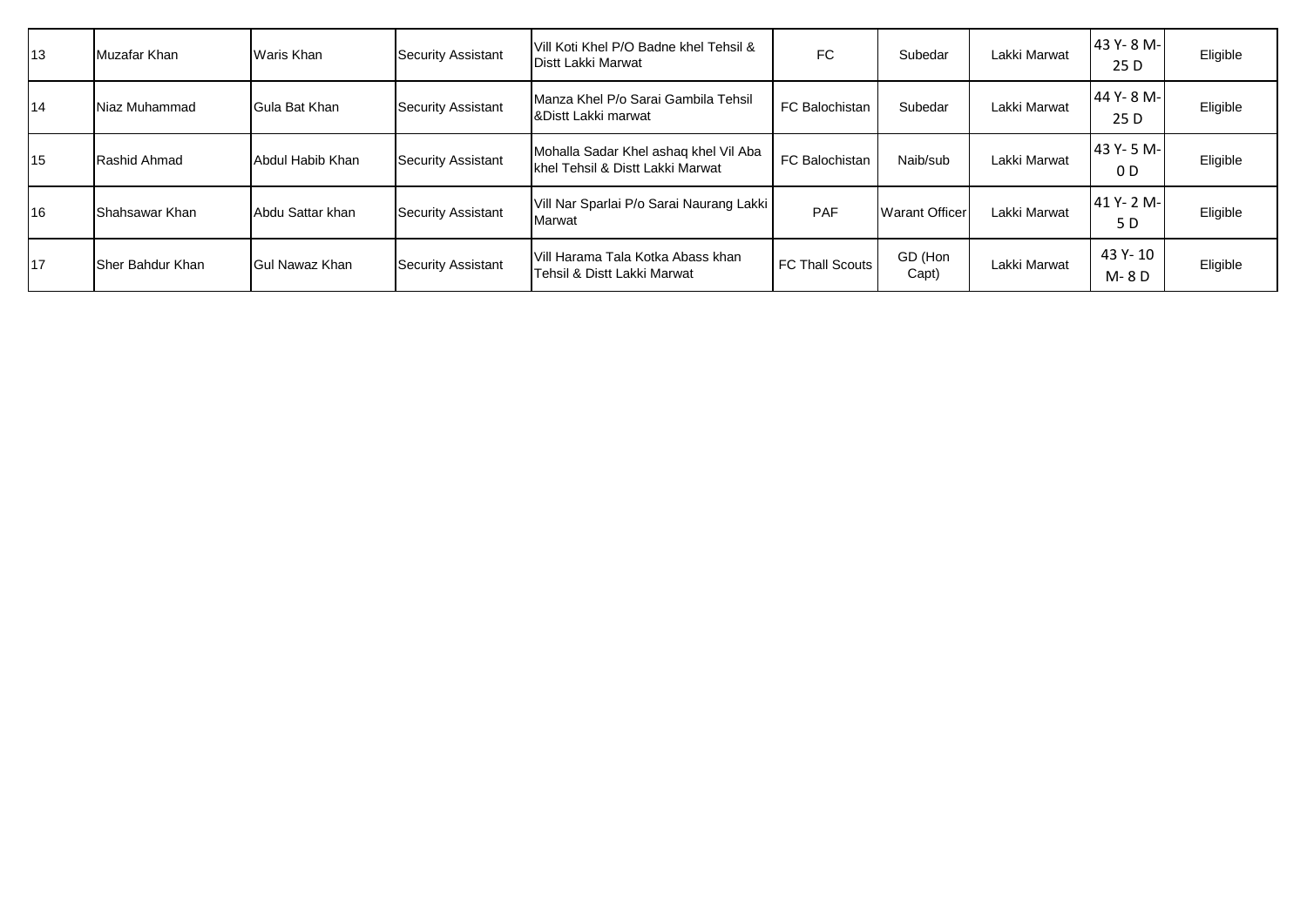| | | | | | | | | | |
|---|---|---|---|---|---|---|---|---|---|
| 13 | Muzafar Khan | Waris Khan | Security Assistant | Vill Koti Khel P/O Badne khel Tehsil & Distt Lakki Marwat | FC | Subedar | Lakki Marwat | 43 Y- 8 M- 25 D | Eligible |
| 14 | Niaz Muhammad | Gula Bat Khan | Security Assistant | Manza Khel P/o Sarai Gambila Tehsil &Distt Lakki marwat | FC Balochistan | Subedar | Lakki Marwat | 44 Y- 8 M- 25 D | Eligible |
| 15 | Rashid Ahmad | Abdul Habib Khan | Security Assistant | Mohalla Sadar Khel ashaq khel Vil Aba khel Tehsil & Distt Lakki Marwat | FC Balochistan | Naib/sub | Lakki Marwat | 43 Y- 5 M- 0 D | Eligible |
| 16 | Shahsawar Khan | Abdu Sattar khan | Security Assistant | Vill Nar Sparlai P/o Sarai Naurang Lakki Marwat | PAF | Warant Officer | Lakki Marwat | 41 Y- 2 M- 5 D | Eligible |
| 17 | Sher Bahdur Khan | Gul Nawaz Khan | Security Assistant | Vill Harama Tala Kotka Abass khan Tehsil & Distt Lakki Marwat | FC Thall Scouts | GD (Hon Capt) | Lakki Marwat | 43 Y- 10 M- 8 D | Eligible |